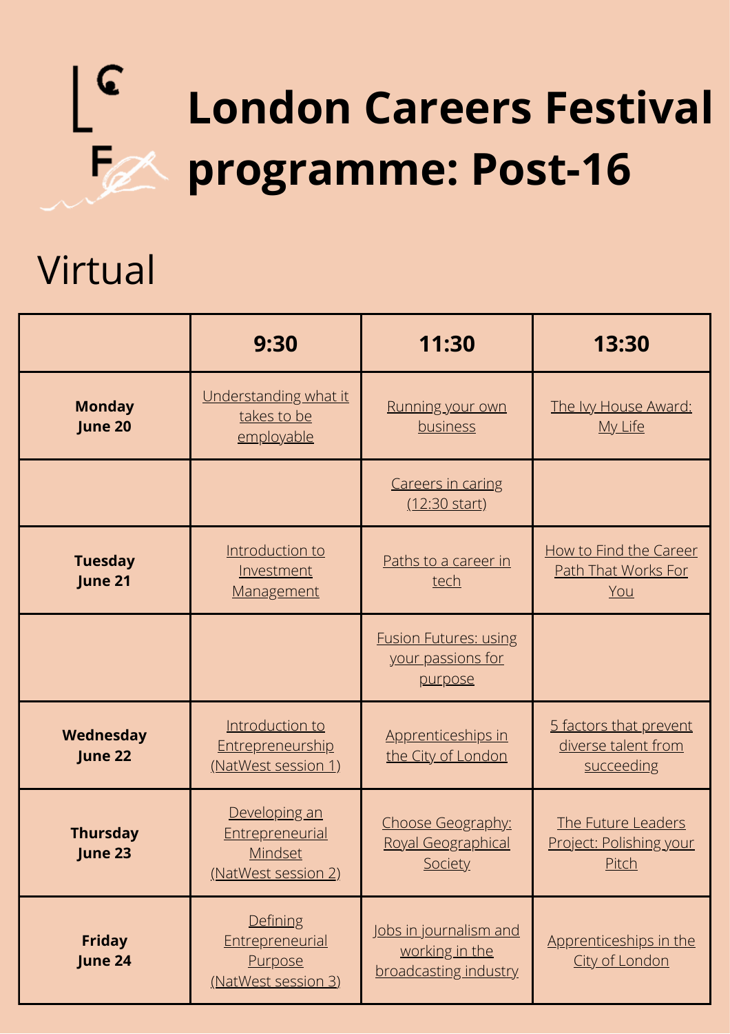# London Careers Festival programme: Post-16

## Virtual

| | 9:30 | 11:30 | 13:30 |
|---|---|---|---|
| **Monday June 20** | Understanding what it takes to be employable | Running your own business | The Ivy House Award: My Life |
| | | Careers in caring (12:30 start) | |
| **Tuesday June 21** | Introduction to Investment Management | Paths to a career in tech | How to Find the Career Path That Works For You |
| | | Fusion Futures: using your passions for purpose | |
| **Wednesday June 22** | Introduction to Entrepreneurship (NatWest session 1) | Apprenticeships in the City of London | 5 factors that prevent diverse talent from succeeding |
| **Thursday June 23** | Developing an Entrepreneurial Mindset (NatWest session 2) | Choose Geography: Royal Geographical Society | The Future Leaders Project: Polishing your Pitch |
| **Friday June 24** | Defining Entrepreneurial Purpose (NatWest session 3) | Jobs in journalism and working in the broadcasting industry | Apprenticeships in the City of London |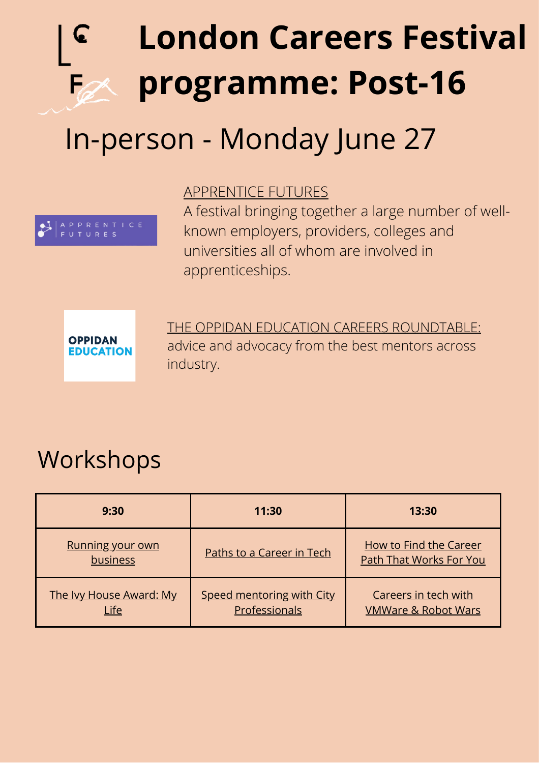# London Careers Festival programme: Post-16

## In-person - Monday June 27

APPRENTICE FUTURES

A festival bringing together a large number of well-known employers, providers, colleges and universities all of whom are involved in apprenticeships.

THE OPPIDAN EDUCATION CAREERS ROUNDTABLE: advice and advocacy from the best mentors across industry.

## Workshops

| 9:30 | 11:30 | 13:30 |
|---|---|---|
| Running your own business | Paths to a Career in Tech | How to Find the Career Path That Works For You |
| The Ivy House Award: My Life | Speed mentoring with City Professionals | Careers in tech with VMWare & Robot Wars |